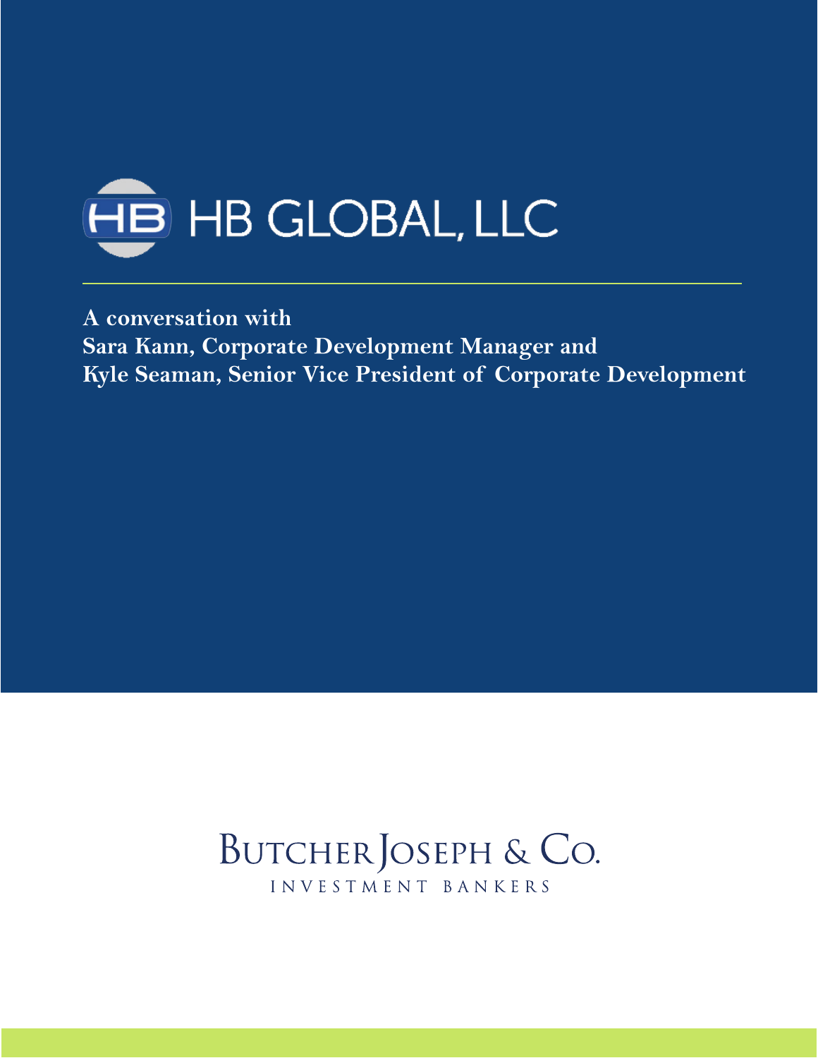# HB GLOBAL, LLC

**A conversation with**
**Sara Kann, Corporate Development Manager and**
**Kyle Seaman, Senior Vice President of Corporate Development**

BUTCHER JOSEPH & CO.
INVESTMENT BANKERS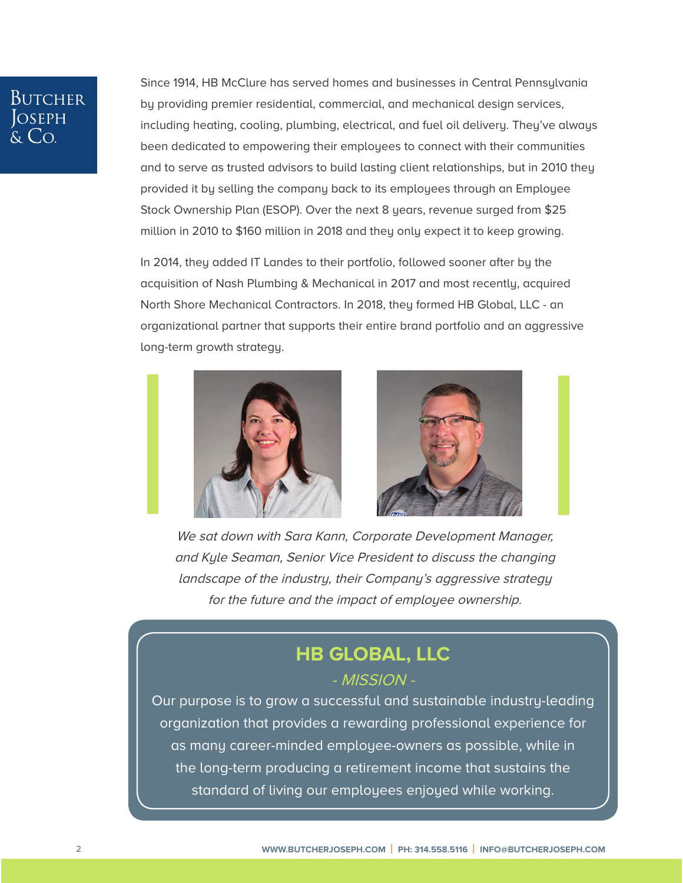Since 1914, HB McClure has served homes and businesses in Central Pennsylvania by providing premier residential, commercial, and mechanical design services, including heating, cooling, plumbing, electrical, and fuel oil delivery. They've always been dedicated to empowering their employees to connect with their communities and to serve as trusted advisors to build lasting client relationships, but in 2010 they provided it by selling the company back to its employees through an Employee Stock Ownership Plan (ESOP). Over the next 8 years, revenue surged from $25 million in 2010 to $160 million in 2018 and they only expect it to keep growing.

In 2014, they added IT Landes to their portfolio, followed sooner after by the acquisition of Nash Plumbing & Mechanical in 2017 and most recently, acquired North Shore Mechanical Contractors. In 2018, they formed HB Global, LLC - an organizational partner that supports their entire brand portfolio and an aggressive long-term growth strategy.

*We sat down with Sara Kann, Corporate Development Manager, and Kyle Seaman, Senior Vice President to discuss the changing landscape of the industry, their Company's aggressive strategy for the future and the impact of employee ownership.*

## HB GLOBAL, LLC

*- MISSION -*

Our purpose is to grow a successful and sustainable industry-leading organization that provides a rewarding professional experience for as many career-minded employee-owners as possible, while in the long-term producing a retirement income that sustains the standard of living our employees enjoyed while working.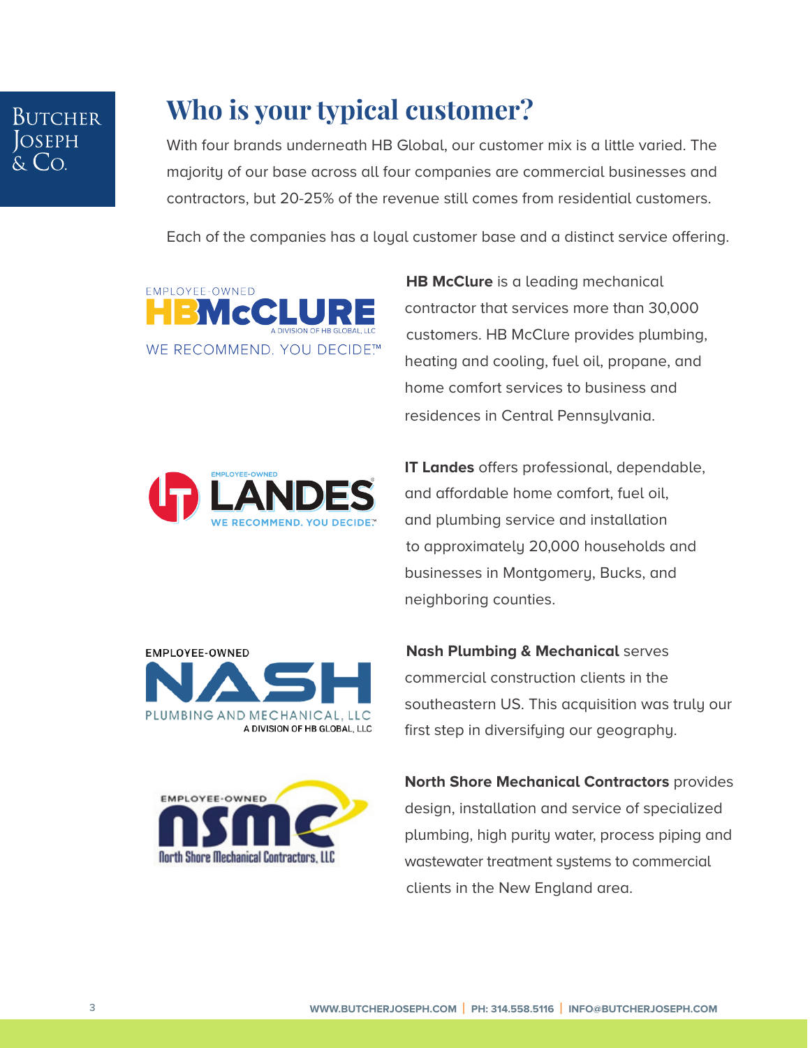# Who is your typical customer?

With four brands underneath HB Global, our customer mix is a little varied. The majority of our base across all four companies are commercial businesses and contractors, but 20-25% of the revenue still comes from residential customers.

Each of the companies has a loyal customer base and a distinct service offering.

**HB McClure** is a leading mechanical contractor that services more than 30,000 customers. HB McClure provides plumbing, heating and cooling, fuel oil, propane, and home comfort services to business and residences in Central Pennsylvania.

**IT Landes** offers professional, dependable, and affordable home comfort, fuel oil, and plumbing service and installation to approximately 20,000 households and businesses in Montgomery, Bucks, and neighboring counties.

**Nash Plumbing & Mechanical** serves commercial construction clients in the southeastern US. This acquisition was truly our first step in diversifying our geography.

**North Shore Mechanical Contractors** provides design, installation and service of specialized plumbing, high purity water, process piping and wastewater treatment systems to commercial clients in the New England area.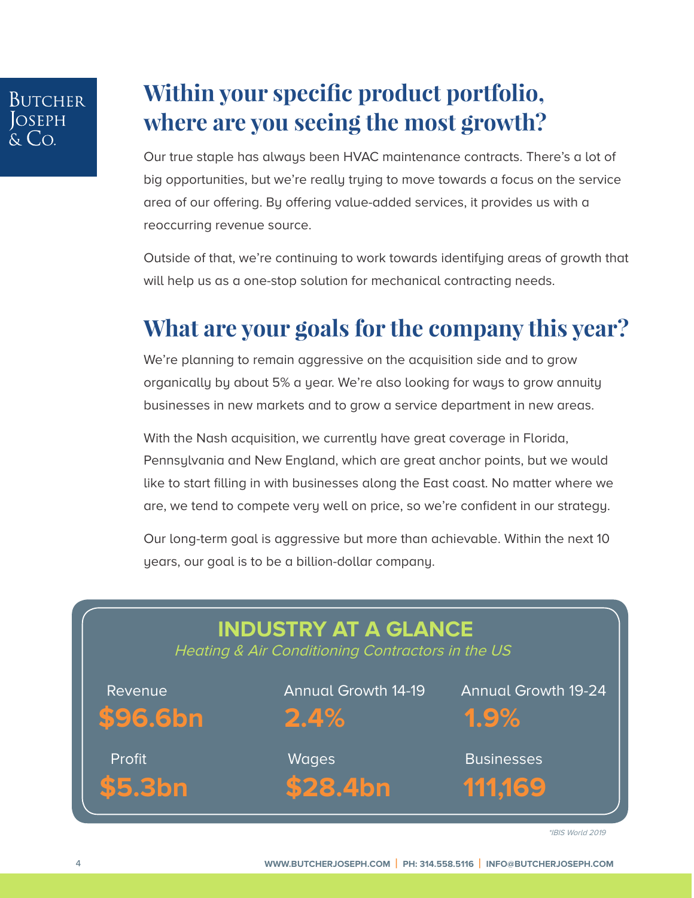## Within your specific product portfolio, where are you seeing the most growth?

Our true staple has always been HVAC maintenance contracts. There's a lot of big opportunities, but we're really trying to move towards a focus on the service area of our offering. By offering value-added services, it provides us with a reoccurring revenue source.

Outside of that, we're continuing to work towards identifying areas of growth that will help us as a one-stop solution for mechanical contracting needs.

## What are your goals for the company this year?

We're planning to remain aggressive on the acquisition side and to grow organically by about 5% a year. We're also looking for ways to grow annuity businesses in new markets and to grow a service department in new areas.

With the Nash acquisition, we currently have great coverage in Florida, Pennsylvania and New England, which are great anchor points, but we would like to start filling in with businesses along the East coast. No matter where we are, we tend to compete very well on price, so we're confident in our strategy.

Our long-term goal is aggressive but more than achievable. Within the next 10 years, our goal is to be a billion-dollar company.

### INDUSTRY AT A GLANCE

*Heating & Air Conditioning Contractors in the US*

| Revenue | Annual Growth 14-19 | Annual Growth 19-24 |
|---|---|---|
| **$96.6bn** | **2.4%** | **1.9%** |
| **Profit** | **Wages** | **Businesses** |
| **$5.3bn** | **$28.4bn** | **111,169** |

*\*IBIS World 2019*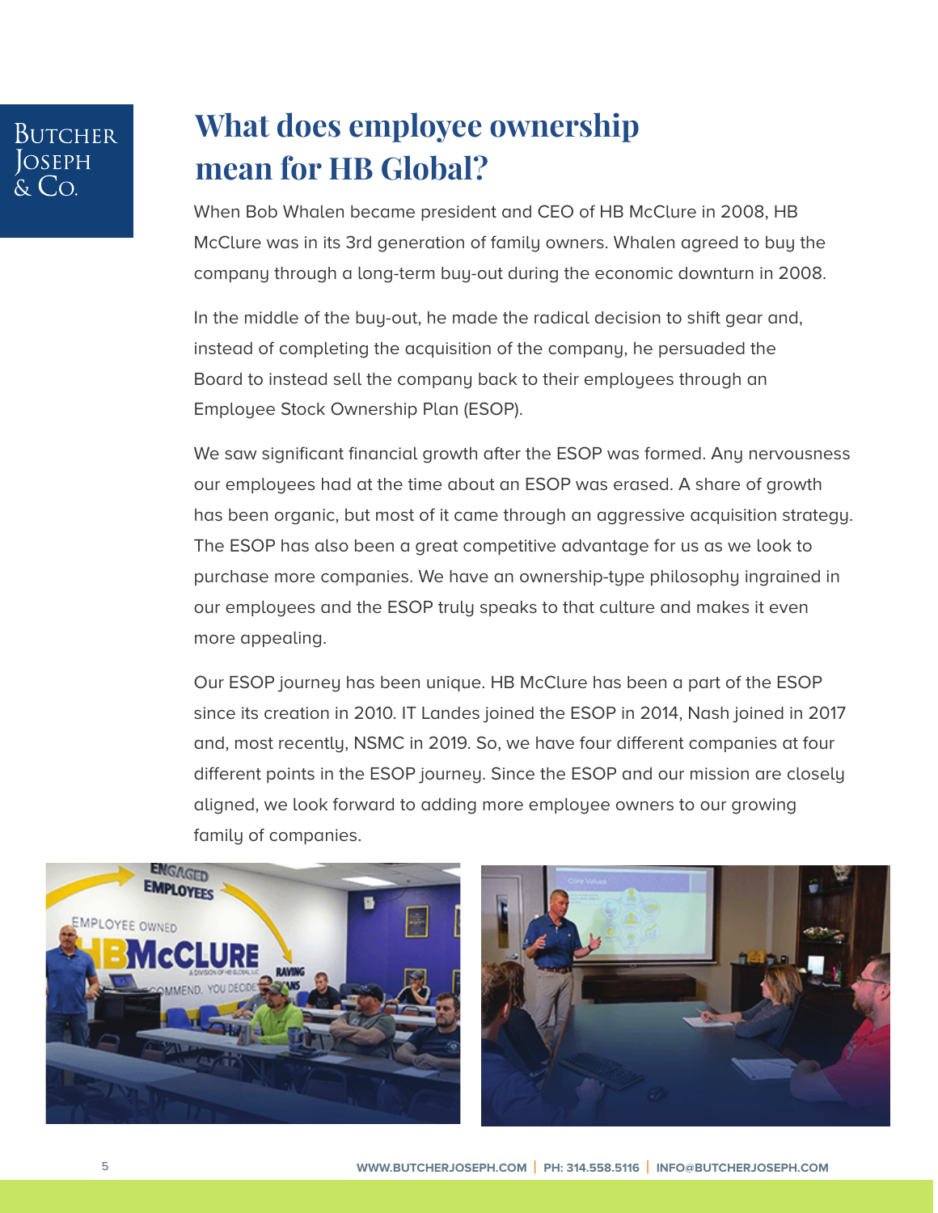# What does employee ownership mean for HB Global?

When Bob Whalen became president and CEO of HB McClure in 2008, HB McClure was in its 3rd generation of family owners. Whalen agreed to buy the company through a long-term buy-out during the economic downturn in 2008.

In the middle of the buy-out, he made the radical decision to shift gear and, instead of completing the acquisition of the company, he persuaded the Board to instead sell the company back to their employees through an Employee Stock Ownership Plan (ESOP).

We saw significant financial growth after the ESOP was formed. Any nervousness our employees had at the time about an ESOP was erased. A share of growth has been organic, but most of it came through an aggressive acquisition strategy. The ESOP has also been a great competitive advantage for us as we look to purchase more companies. We have an ownership-type philosophy ingrained in our employees and the ESOP truly speaks to that culture and makes it even more appealing.

Our ESOP journey has been unique. HB McClure has been a part of the ESOP since its creation in 2010. IT Landes joined the ESOP in 2014, Nash joined in 2017 and, most recently, NSMC in 2019. So, we have four different companies at four different points in the ESOP journey. Since the ESOP and our mission are closely aligned, we look forward to adding more employee owners to our growing family of companies.